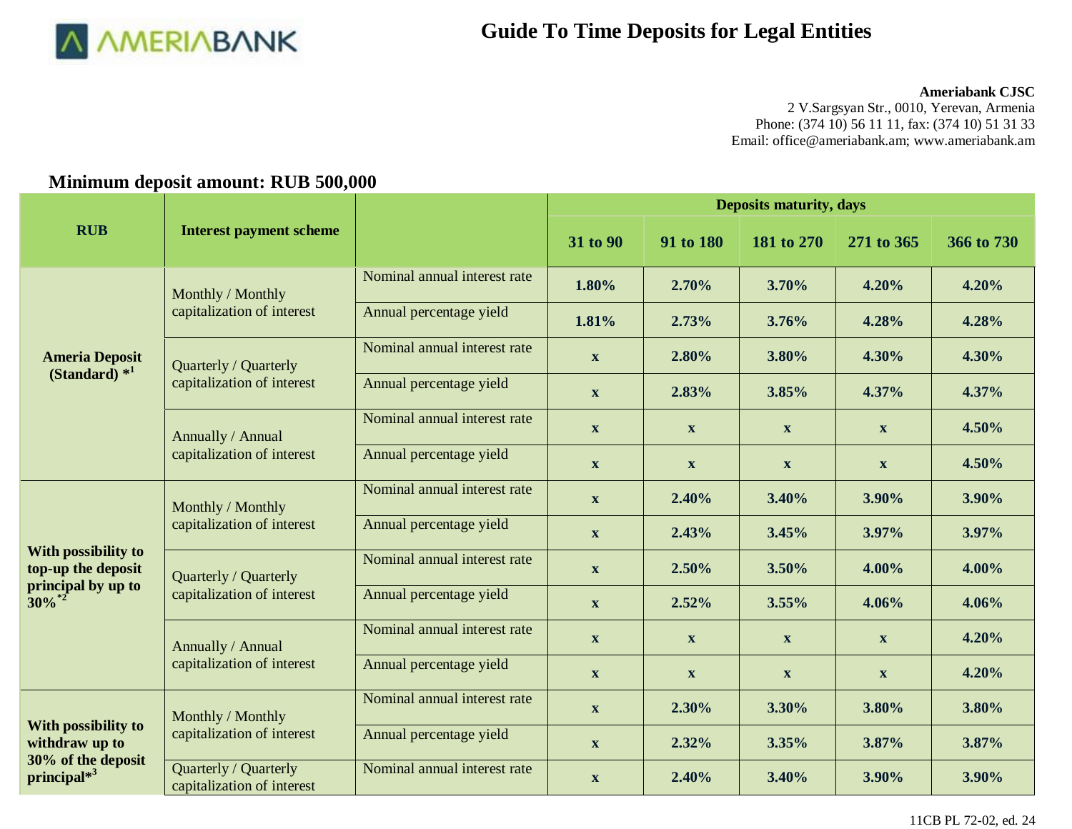# Guide To Time Deposits for Legal Entities

**Ameriabank CJSC**
2 V.Sargsyan Str., 0010, Yerevan, Armenia
Phone: (374 10) 56 11 11, fax: (374 10) 51 31 33
Email: office@ameriabank.am; www.ameriabank.am

## Minimum deposit amount: RUB 500,000

| RUB | Interest payment scheme | | Deposits maturity, days | | | | |
|---|---|---|---|---|---|---|---|
| | | | 31 to 90 | 91 to 180 | 181 to 270 | 271 to 365 | 366 to 730 |
| **Ameria Deposit (Standard) *[1]** | Monthly / Monthly capitalization of interest | Nominal annual interest rate | **1.80%** | **2.70%** | **3.70%** | **4.20%** | **4.20%** |
| | | Annual percentage yield | **1.81%** | **2.73%** | **3.76%** | **4.28%** | **4.28%** |
| | Quarterly / Quarterly capitalization of interest | Nominal annual interest rate | **x** | **2.80%** | **3.80%** | **4.30%** | **4.30%** |
| | | Annual percentage yield | **x** | **2.83%** | **3.85%** | **4.37%** | **4.37%** |
| | Annually / Annual capitalization of interest | Nominal annual interest rate | **x** | **x** | **x** | **x** | **4.50%** |
| | | Annual percentage yield | **x** | **x** | **x** | **x** | **4.50%** |
| **With possibility to top-up the deposit principal by up to 30%*[2]** | Monthly / Monthly capitalization of interest | Nominal annual interest rate | **x** | **2.40%** | **3.40%** | **3.90%** | **3.90%** |
| | | Annual percentage yield | **x** | **2.43%** | **3.45%** | **3.97%** | **3.97%** |
| | Quarterly / Quarterly capitalization of interest | Nominal annual interest rate | **x** | **2.50%** | **3.50%** | **4.00%** | **4.00%** |
| | | Annual percentage yield | **x** | **2.52%** | **3.55%** | **4.06%** | **4.06%** |
| | Annually / Annual capitalization of interest | Nominal annual interest rate | **x** | **x** | **x** | **x** | **4.20%** |
| | | Annual percentage yield | **x** | **x** | **x** | **x** | **4.20%** |
| **With possibility to withdraw up to 30% of the deposit principal*[3]** | Monthly / Monthly capitalization of interest | Nominal annual interest rate | **x** | **2.30%** | **3.30%** | **3.80%** | **3.80%** |
| | | Annual percentage yield | **x** | **2.32%** | **3.35%** | **3.87%** | **3.87%** |
| | Quarterly / Quarterly capitalization of interest | Nominal annual interest rate | **x** | **2.40%** | **3.40%** | **3.90%** | **3.90%** |

11CB PL 72-02, ed. 24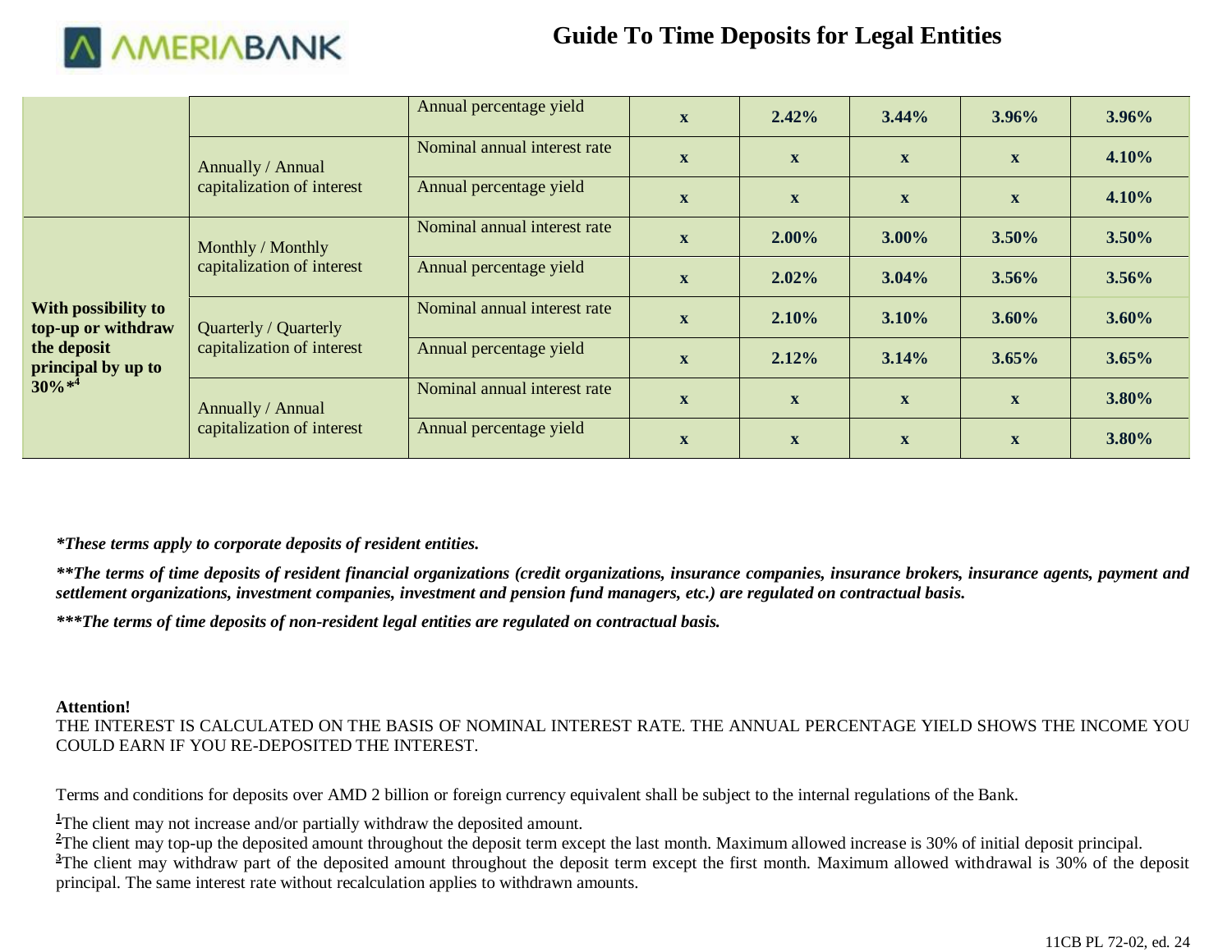# Guide To Time Deposits for Legal Entities

| | | | | | | | |
|---|---|---|---|---|---|---|---|
| | | Annual percentage yield | **x** | **2.42%** | **3.44%** | **3.96%** | **3.96%** |
| | Annually / Annual capitalization of interest | Nominal annual interest rate | **x** | **x** | **x** | **x** | **4.10%** |
| | | Annual percentage yield | **x** | **x** | **x** | **x** | **4.10%** |
| **With possibility to top-up or withdraw the deposit principal by up to 30%*[4]** | Monthly / Monthly capitalization of interest | Nominal annual interest rate | **x** | **2.00%** | **3.00%** | **3.50%** | **3.50%** |
| | | Annual percentage yield | **x** | **2.02%** | **3.04%** | **3.56%** | **3.56%** |
| | Quarterly / Quarterly capitalization of interest | Nominal annual interest rate | **x** | **2.10%** | **3.10%** | **3.60%** | **3.60%** |
| | | Annual percentage yield | **x** | **2.12%** | **3.14%** | **3.65%** | **3.65%** |
| | Annually / Annual capitalization of interest | Nominal annual interest rate | **x** | **x** | **x** | **x** | **3.80%** |
| | | Annual percentage yield | **x** | **x** | **x** | **x** | **3.80%** |

***These terms apply to corporate deposits of resident entities.***

***\*The terms of time deposits of resident financial organizations (credit organizations, insurance companies, insurance brokers, insurance agents, payment and settlement organizations, investment companies, investment and pension fund managers, etc.) are regulated on contractual basis.***

****\*The terms of time deposits of non-resident legal entities are regulated on contractual basis.***

**Attention!**
THE INTEREST IS CALCULATED ON THE BASIS OF NOMINAL INTEREST RATE. THE ANNUAL PERCENTAGE YIELD SHOWS THE INCOME YOU COULD EARN IF YOU RE-DEPOSITED THE INTEREST.

Terms and conditions for deposits over AMD 2 billion or foreign currency equivalent shall be subject to the internal regulations of the Bank.

[1]The client may not increase and/or partially withdraw the deposited amount.
[2]The client may top-up the deposited amount throughout the deposit term except the last month. Maximum allowed increase is 30% of initial deposit principal.
[3]The client may withdraw part of the deposited amount throughout the deposit term except the first month. Maximum allowed withdrawal is 30% of the deposit principal. The same interest rate without recalculation applies to withdrawn amounts.

11CB PL 72-02, ed. 24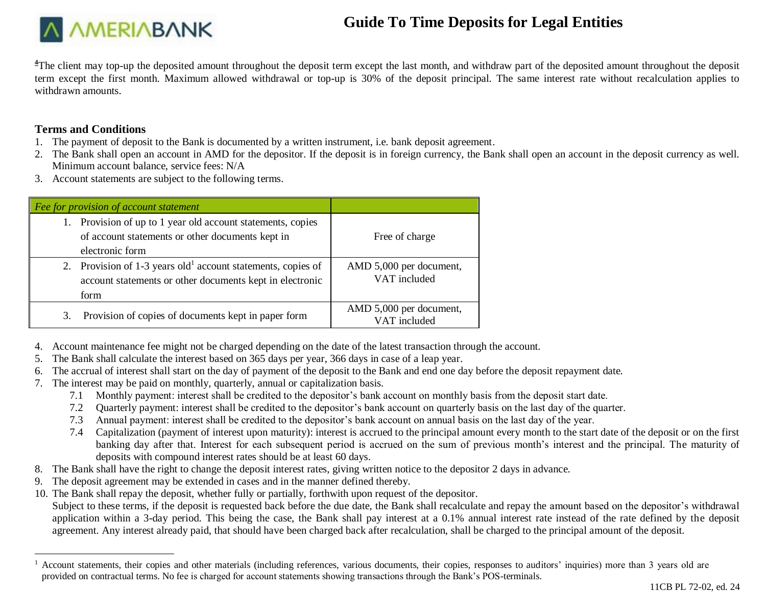[4]The client may top-up the deposited amount throughout the deposit term except the last month, and withdraw part of the deposited amount throughout the deposit term except the first month. Maximum allowed withdrawal or top-up is 30% of the deposit principal. The same interest rate without recalculation applies to withdrawn amounts.

**Terms and Conditions**

1. The payment of deposit to the Bank is documented by a written instrument, i.e. bank deposit agreement.
2. The Bank shall open an account in AMD for the depositor. If the deposit is in foreign currency, the Bank shall open an account in the deposit currency as well. Minimum account balance, service fees: N/A
3. Account statements are subject to the following terms.

| *Fee for provision of account statement* | |
|---|---|
| 1. Provision of up to 1 year old account statements, copies of account statements or other documents kept in electronic form | Free of charge |
| 2. Provision of 1-3 years old[1] account statements, copies of account statements or other documents kept in electronic form | AMD 5,000 per document, VAT included |
| 3. Provision of copies of documents kept in paper form | AMD 5,000 per document, VAT included |

4. Account maintenance fee might not be charged depending on the date of the latest transaction through the account.
5. The Bank shall calculate the interest based on 365 days per year, 366 days in case of a leap year.
6. The accrual of interest shall start on the day of payment of the deposit to the Bank and end one day before the deposit repayment date.
7. The interest may be paid on monthly, quarterly, annual or capitalization basis.
   - 7.1 Monthly payment: interest shall be credited to the depositor's bank account on monthly basis from the deposit start date.
   - 7.2 Quarterly payment: interest shall be credited to the depositor's bank account on quarterly basis on the last day of the quarter.
   - 7.3 Annual payment: interest shall be credited to the depositor's bank account on annual basis on the last day of the year.
   - 7.4 Capitalization (payment of interest upon maturity): interest is accrued to the principal amount every month to the start date of the deposit or on the first banking day after that. Interest for each subsequent period is accrued on the sum of previous month's interest and the principal. The maturity of deposits with compound interest rates should be at least 60 days.
8. The Bank shall have the right to change the deposit interest rates, giving written notice to the depositor 2 days in advance.
9. The deposit agreement may be extended in cases and in the manner defined thereby.
10. The Bank shall repay the deposit, whether fully or partially, forthwith upon request of the depositor.
    Subject to these terms, if the deposit is requested back before the due date, the Bank shall recalculate and repay the amount based on the depositor's withdrawal application within a 3-day period. This being the case, the Bank shall pay interest at a 0.1% annual interest rate instead of the rate defined by the deposit agreement. Any interest already paid, that should have been charged back after recalculation, shall be charged to the principal amount of the deposit.

[1] Account statements, their copies and other materials (including references, various documents, their copies, responses to auditors' inquiries) more than 3 years old are provided on contractual terms. No fee is charged for account statements showing transactions through the Bank's POS-terminals.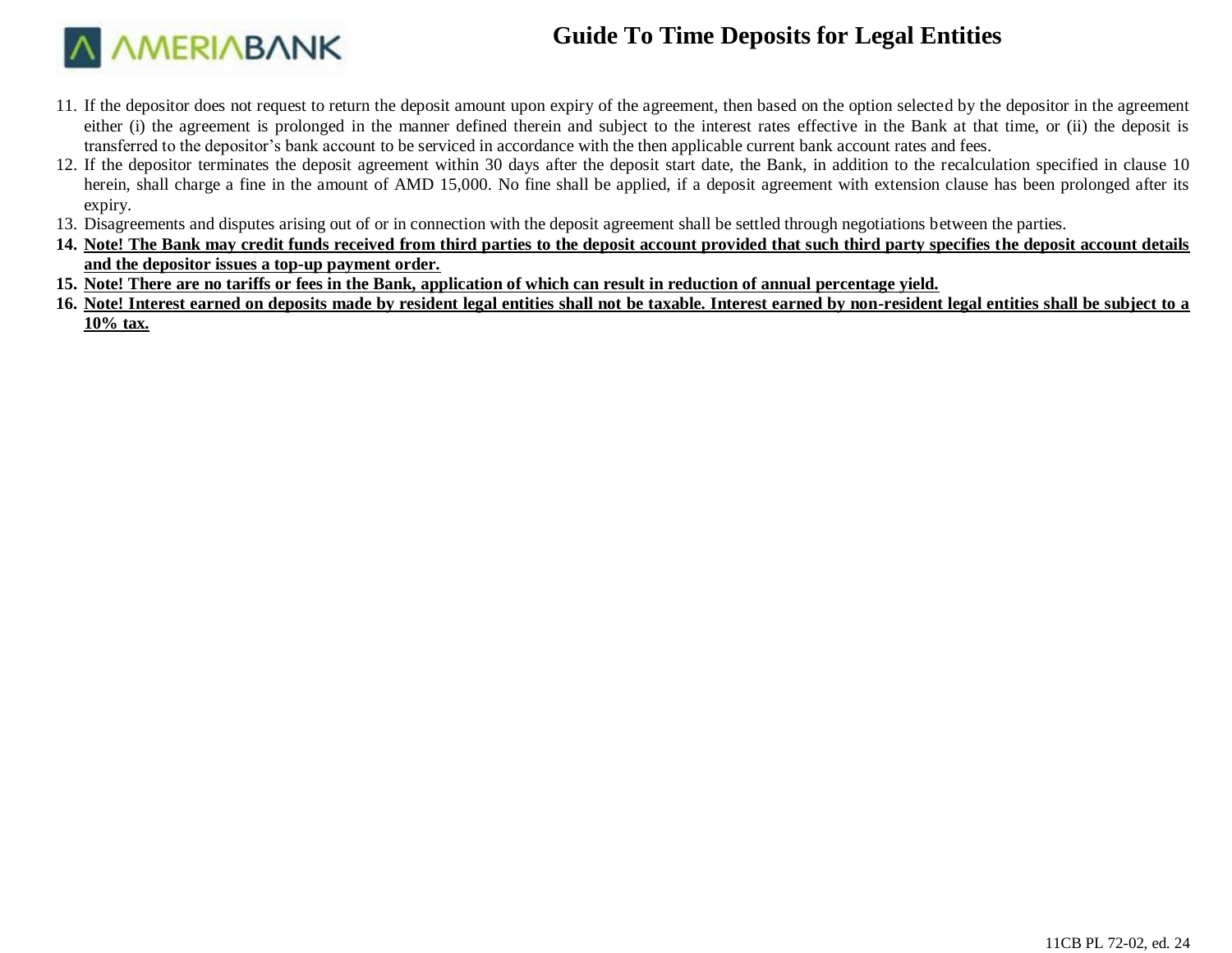11. If the depositor does not request to return the deposit amount upon expiry of the agreement, then based on the option selected by the depositor in the agreement either (i) the agreement is prolonged in the manner defined therein and subject to the interest rates effective in the Bank at that time, or (ii) the deposit is transferred to the depositor's bank account to be serviced in accordance with the then applicable current bank account rates and fees.
12. If the depositor terminates the deposit agreement within 30 days after the deposit start date, the Bank, in addition to the recalculation specified in clause 10 herein, shall charge a fine in the amount of AMD 15,000. No fine shall be applied, if a deposit agreement with extension clause has been prolonged after its expiry.
13. Disagreements and disputes arising out of or in connection with the deposit agreement shall be settled through negotiations between the parties.
14. **Note! The Bank may credit funds received from third parties to the deposit account provided that such third party specifies the deposit account details and the depositor issues a top-up payment order.**
15. **Note! There are no tariffs or fees in the Bank, application of which can result in reduction of annual percentage yield.**
16. **Note! Interest earned on deposits made by resident legal entities shall not be taxable. Interest earned by non-resident legal entities shall be subject to a 10% tax.**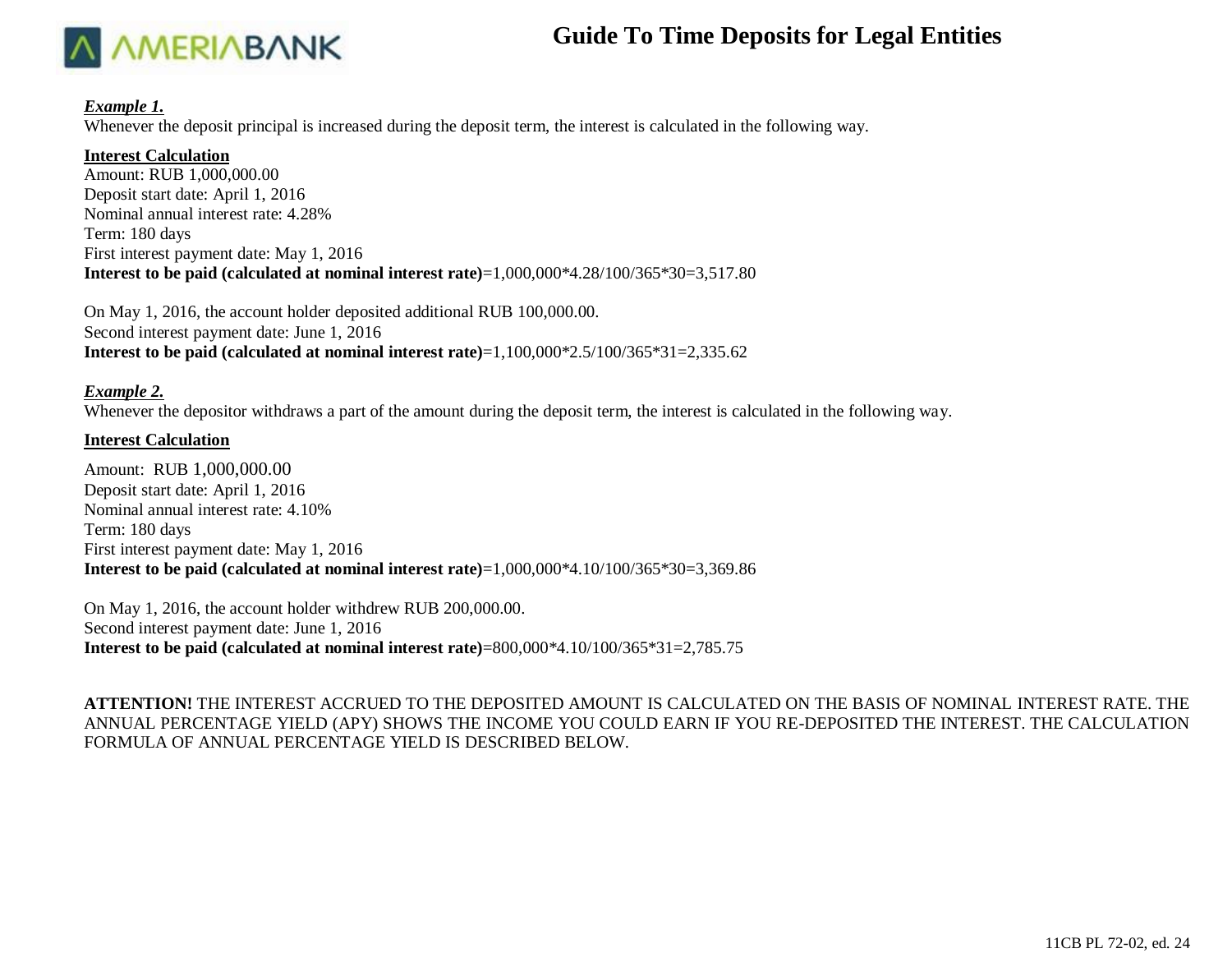***Example 1.***
Whenever the deposit principal is increased during the deposit term, the interest is calculated in the following way.

**Interest Calculation**
Amount: RUB 1,000,000.00
Deposit start date: April 1, 2016
Nominal annual interest rate: 4.28%
Term: 180 days
First interest payment date: May 1, 2016
**Interest to be paid (calculated at nominal interest rate)**=1,000,000*4.28/100/365*30=3,517.80

On May 1, 2016, the account holder deposited additional RUB 100,000.00.
Second interest payment date: June 1, 2016
**Interest to be paid (calculated at nominal interest rate)**=1,100,000*2.5/100/365*31=2,335.62

***Example 2.***
Whenever the depositor withdraws a part of the amount during the deposit term, the interest is calculated in the following way.

**Interest Calculation**

Amount: RUB 1,000,000.00
Deposit start date: April 1, 2016
Nominal annual interest rate: 4.10%
Term: 180 days
First interest payment date: May 1, 2016
**Interest to be paid (calculated at nominal interest rate)**=1,000,000*4.10/100/365*30=3,369.86

On May 1, 2016, the account holder withdrew RUB 200,000.00.
Second interest payment date: June 1, 2016
**Interest to be paid (calculated at nominal interest rate)**=800,000*4.10/100/365*31=2,785.75

**ATTENTION!** THE INTEREST ACCRUED TO THE DEPOSITED AMOUNT IS CALCULATED ON THE BASIS OF NOMINAL INTEREST RATE. THE ANNUAL PERCENTAGE YIELD (APY) SHOWS THE INCOME YOU COULD EARN IF YOU RE-DEPOSITED THE INTEREST. THE CALCULATION FORMULA OF ANNUAL PERCENTAGE YIELD IS DESCRIBED BELOW.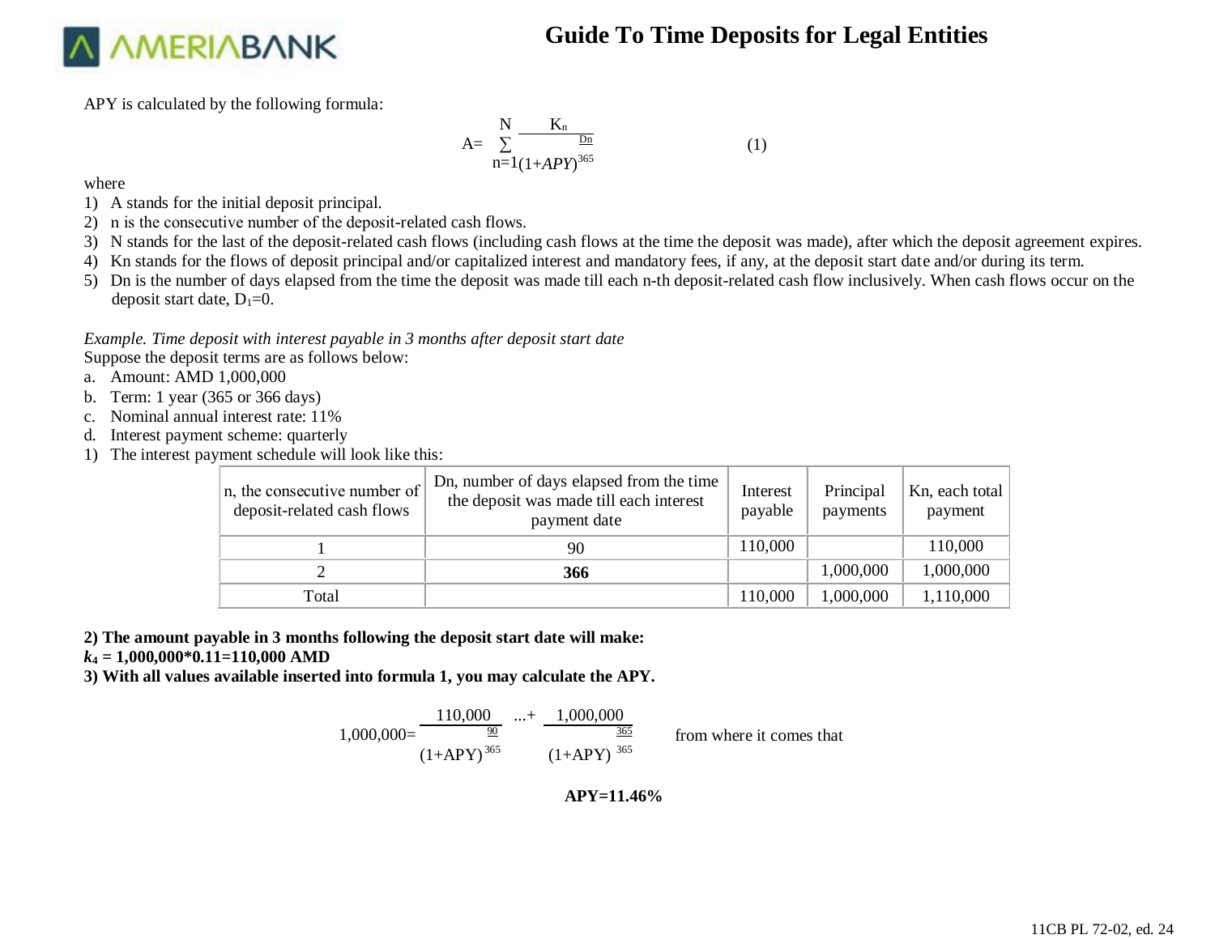APY is calculated by the following formula:

$$A = \sum_{n=1}^{N} \frac{K_n}{(1+APY)^{\frac{D_n}{365}}} \qquad (1)$$

where

1) A stands for the initial deposit principal.
2) n is the consecutive number of the deposit-related cash flows.
3) N stands for the last of the deposit-related cash flows (including cash flows at the time the deposit was made), after which the deposit agreement expires.
4) Kn stands for the flows of deposit principal and/or capitalized interest and mandatory fees, if any, at the deposit start date and/or during its term.
5) Dn is the number of days elapsed from the time the deposit was made till each n-th deposit-related cash flow inclusively. When cash flows occur on the deposit start date, $D_1=0$.

*Example. Time deposit with interest payable in 3 months after deposit start date*

Suppose the deposit terms are as follows below:

a. Amount: AMD 1,000,000
b. Term: 1 year (365 or 366 days)
c. Nominal annual interest rate: 11%
d. Interest payment scheme: quarterly

1) The interest payment schedule will look like this:

| n, the consecutive number of deposit-related cash flows | Dn, number of days elapsed from the time the deposit was made till each interest payment date | Interest payable | Principal payments | Kn, each total payment |
|---|---|---|---|---|
| 1 | 90 | 110,000 | | 110,000 |
| 2 | **366** | | 1,000,000 | 1,000,000 |
| Total | | 110,000 | 1,000,000 | 1,110,000 |

**2) The amount payable in 3 months following the deposit start date will make:**

**$k_4$ = 1,000,000*0.11=110,000 AMD**

**3) With all values available inserted into formula 1, you may calculate the APY.**

$$1{,}000{,}000 = \frac{110{,}000}{(1+APY)^{\frac{90}{365}}} \ldots + \frac{1{,}000{,}000}{(1+APY)^{\frac{365}{365}}}$$

from where it comes that

**APY=11.46%**